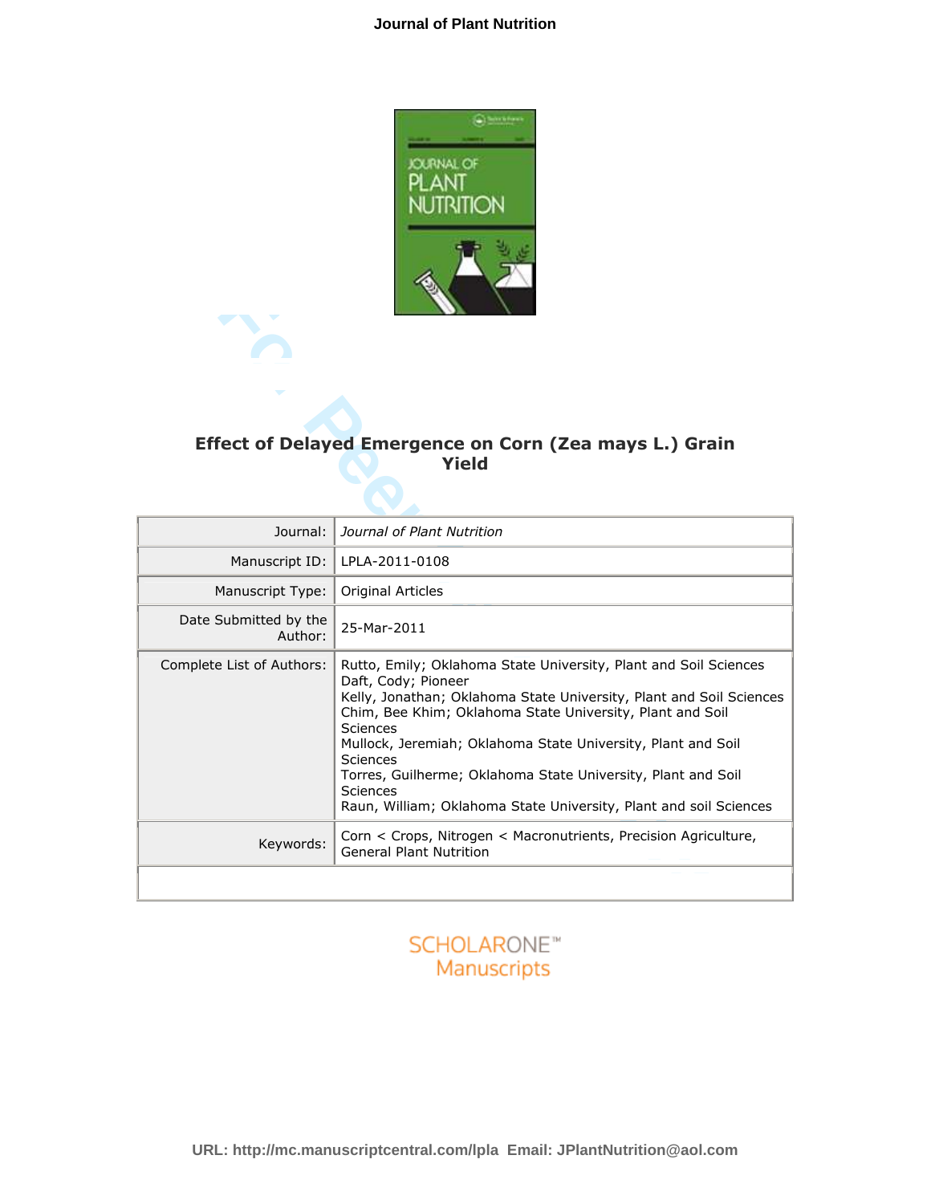# Effect of Delayed Emergence on Corn (Zea mays L.) Grain Yield

| Journal: | *Journal of Plant Nutrition* |
|---|---|
| Manuscript ID: | LPLA-2011-0108 |
| Manuscript Type: | Original Articles |
| Date Submitted by the Author: | 25-Mar-2011 |
| Complete List of Authors: | Rutto, Emily; Oklahoma State University, Plant and Soil Sciences<br>Daft, Cody; Pioneer<br>Kelly, Jonathan; Oklahoma State University, Plant and Soil Sciences<br>Chim, Bee Khim; Oklahoma State University, Plant and Soil Sciences<br>Mullock, Jeremiah; Oklahoma State University, Plant and Soil Sciences<br>Torres, Guilherme; Oklahoma State University, Plant and Soil Sciences<br>Raun, William; Oklahoma State University, Plant and soil Sciences |
| Keywords: | Corn < Crops, Nitrogen < Macronutrients, Precision Agriculture, General Plant Nutrition |

URL: http://mc.manuscriptcentral.com/lpla Email: JPlantNutrition@aol.com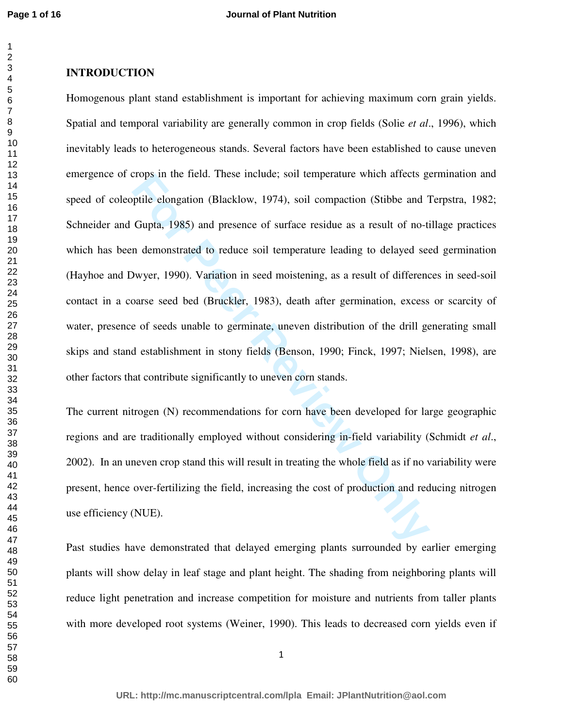## INTRODUCTION

Homogenous plant stand establishment is important for achieving maximum corn grain yields. Spatial and temporal variability are generally common in crop fields (Solie *et al*., 1996), which inevitably leads to heterogeneous stands. Several factors have been established to cause uneven emergence of crops in the field. These include; soil temperature which affects germination and speed of coleoptile elongation (Blacklow, 1974), soil compaction (Stibbe and Terpstra, 1982; Schneider and Gupta, 1985) and presence of surface residue as a result of no-tillage practices which has been demonstrated to reduce soil temperature leading to delayed seed germination (Hayhoe and Dwyer, 1990). Variation in seed moistening, as a result of differences in seed-soil contact in a coarse seed bed (Bruckler, 1983), death after germination, excess or scarcity of water, presence of seeds unable to germinate, uneven distribution of the drill generating small skips and stand establishment in stony fields (Benson, 1990; Finck, 1997; Nielsen, 1998), are other factors that contribute significantly to uneven corn stands.

The current nitrogen (N) recommendations for corn have been developed for large geographic regions and are traditionally employed without considering in-field variability (Schmidt *et al*., 2002). In an uneven crop stand this will result in treating the whole field as if no variability were present, hence over-fertilizing the field, increasing the cost of production and reducing nitrogen use efficiency (NUE).

Past studies have demonstrated that delayed emerging plants surrounded by earlier emerging plants will show delay in leaf stage and plant height. The shading from neighboring plants will reduce light penetration and increase competition for moisture and nutrients from taller plants with more developed root systems (Weiner, 1990). This leads to decreased corn yields even if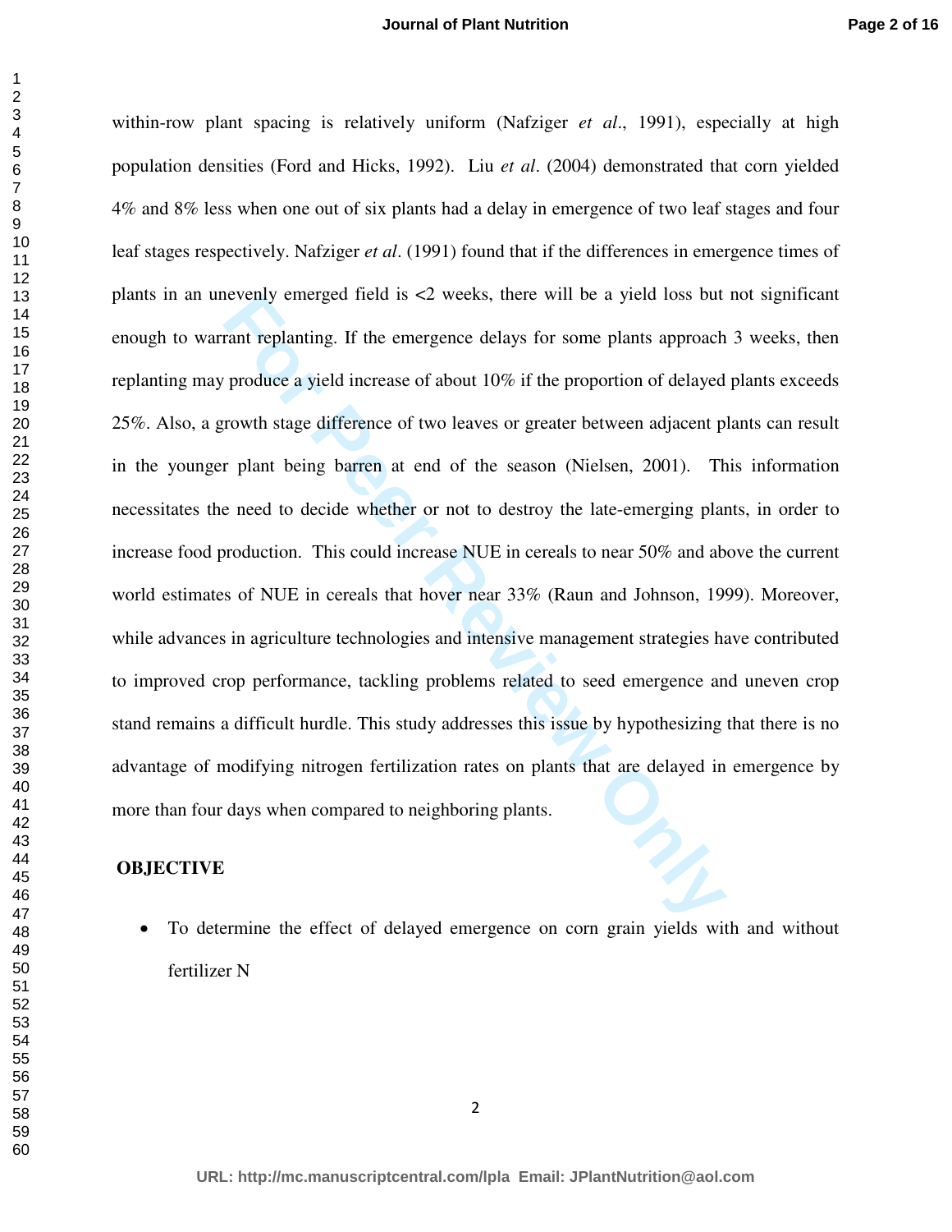within-row plant spacing is relatively uniform (Nafziger *et al*., 1991), especially at high population densities (Ford and Hicks, 1992). Liu *et al*. (2004) demonstrated that corn yielded 4% and 8% less when one out of six plants had a delay in emergence of two leaf stages and four leaf stages respectively. Nafziger *et al*. (1991) found that if the differences in emergence times of plants in an unevenly emerged field is <2 weeks, there will be a yield loss but not significant enough to warrant replanting. If the emergence delays for some plants approach 3 weeks, then replanting may produce a yield increase of about 10% if the proportion of delayed plants exceeds 25%. Also, a growth stage difference of two leaves or greater between adjacent plants can result in the younger plant being barren at end of the season (Nielsen, 2001). This information necessitates the need to decide whether or not to destroy the late-emerging plants, in order to increase food production. This could increase NUE in cereals to near 50% and above the current world estimates of NUE in cereals that hover near 33% (Raun and Johnson, 1999). Moreover, while advances in agriculture technologies and intensive management strategies have contributed to improved crop performance, tackling problems related to seed emergence and uneven crop stand remains a difficult hurdle. This study addresses this issue by hypothesizing that there is no advantage of modifying nitrogen fertilization rates on plants that are delayed in emergence by more than four days when compared to neighboring plants.

## OBJECTIVE

- To determine the effect of delayed emergence on corn grain yields with and without fertilizer N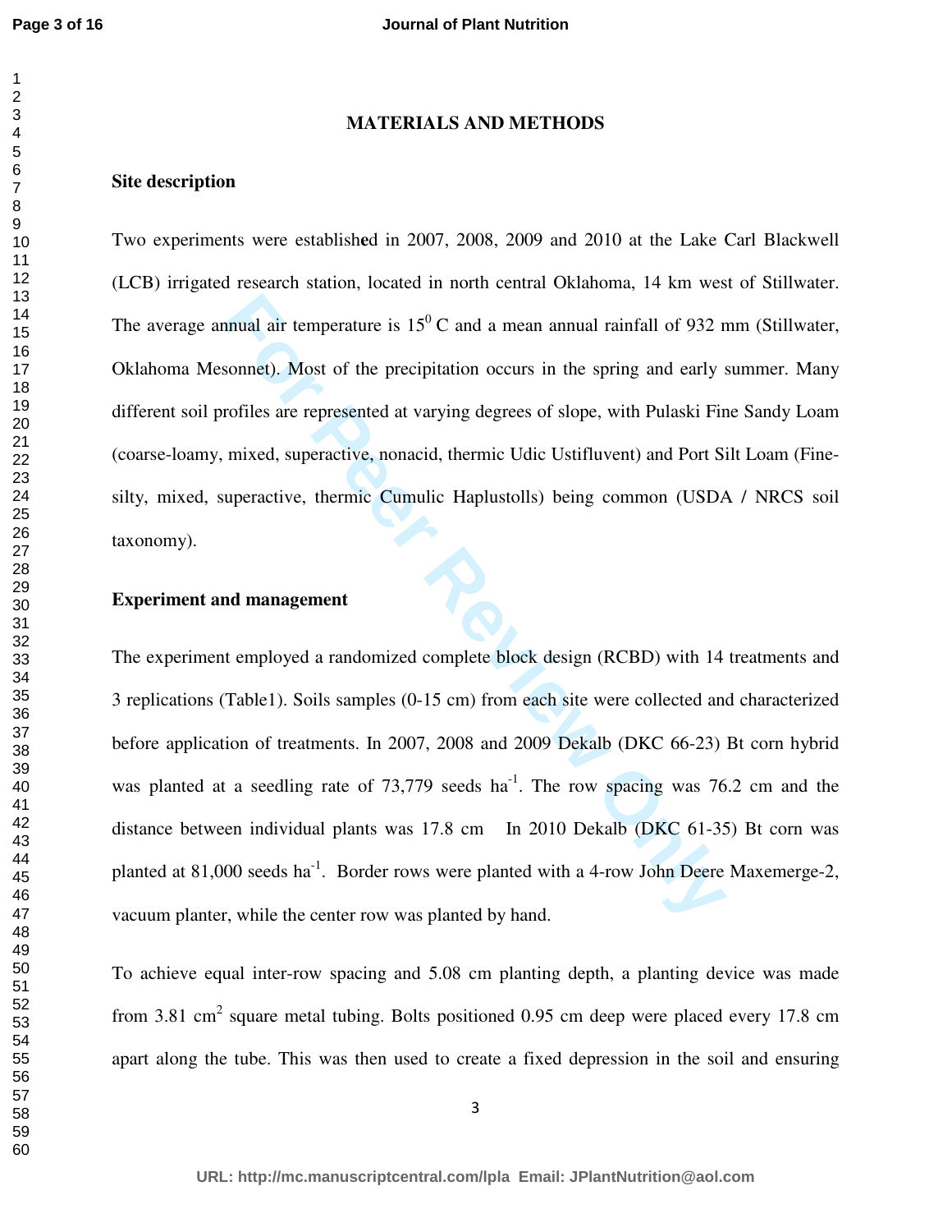## MATERIALS AND METHODS

### Site description

Two experiments were established in 2007, 2008, 2009 and 2010 at the Lake Carl Blackwell (LCB) irrigated research station, located in north central Oklahoma, 14 km west of Stillwater. The average annual air temperature is $15^0$ C and a mean annual rainfall of 932 mm (Stillwater, Oklahoma Mesonnet). Most of the precipitation occurs in the spring and early summer. Many different soil profiles are represented at varying degrees of slope, with Pulaski Fine Sandy Loam (coarse-loamy, mixed, superactive, nonacid, thermic Udic Ustifluvent) and Port Silt Loam (Fine-silty, mixed, superactive, thermic Cumulic Haplustolls) being common (USDA / NRCS soil taxonomy).

### Experiment and management

The experiment employed a randomized complete block design (RCBD) with 14 treatments and 3 replications (Table1). Soils samples (0-15 cm) from each site were collected and characterized before application of treatments. In 2007, 2008 and 2009 Dekalb (DKC 66-23) Bt corn hybrid was planted at a seedling rate of 73,779 seeds $ha^{-1}$. The row spacing was 76.2 cm and the distance between individual plants was 17.8 cm In 2010 Dekalb (DKC 61-35) Bt corn was planted at 81,000 seeds $ha^{-1}$. Border rows were planted with a 4-row John Deere Maxemerge-2, vacuum planter, while the center row was planted by hand.

To achieve equal inter-row spacing and 5.08 cm planting depth, a planting device was made from 3.81 $cm^2$ square metal tubing. Bolts positioned 0.95 cm deep were placed every 17.8 cm apart along the tube. This was then used to create a fixed depression in the soil and ensuring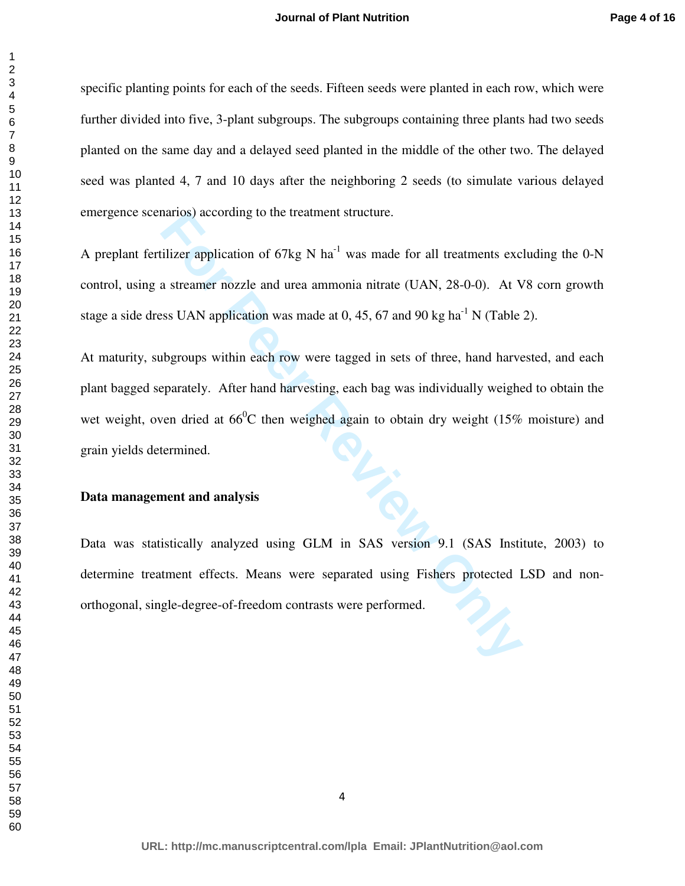specific planting points for each of the seeds. Fifteen seeds were planted in each row, which were further divided into five, 3-plant subgroups. The subgroups containing three plants had two seeds planted on the same day and a delayed seed planted in the middle of the other two. The delayed seed was planted 4, 7 and 10 days after the neighboring 2 seeds (to simulate various delayed emergence scenarios) according to the treatment structure.

A preplant fertilizer application of 67kg N $ha^{-1}$ was made for all treatments excluding the 0-N control, using a streamer nozzle and urea ammonia nitrate (UAN, 28-0-0). At V8 corn growth stage a side dress UAN application was made at 0, 45, 67 and 90 kg $ha^{-1}$ N (Table 2).

At maturity, subgroups within each row were tagged in sets of three, hand harvested, and each plant bagged separately. After hand harvesting, each bag was individually weighed to obtain the wet weight, oven dried at $66^{0}$C then weighed again to obtain dry weight (15% moisture) and grain yields determined.

**Data management and analysis**

Data was statistically analyzed using GLM in SAS version 9.1 (SAS Institute, 2003) to determine treatment effects. Means were separated using Fishers protected LSD and non-orthogonal, single-degree-of-freedom contrasts were performed.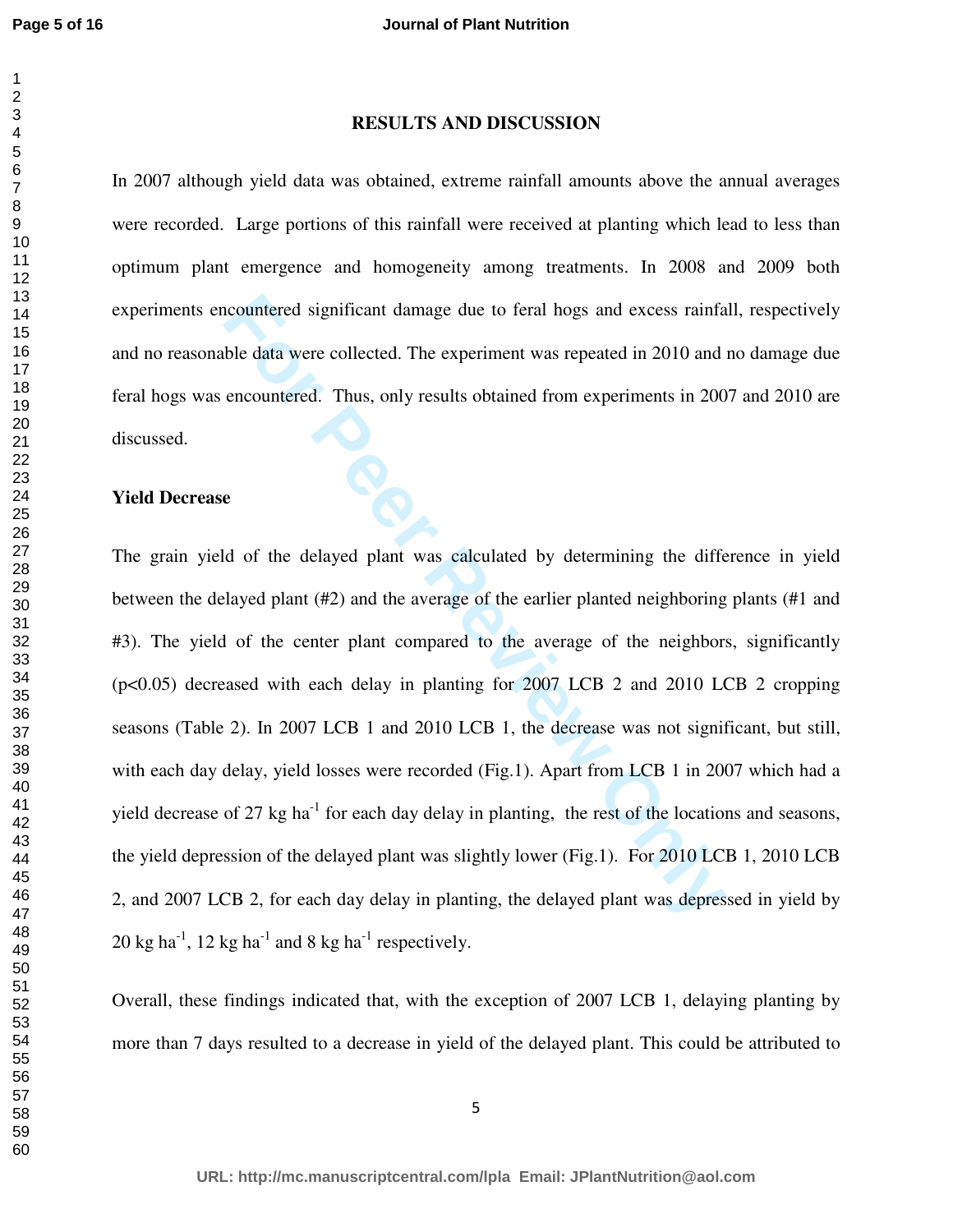## RESULTS AND DISCUSSION

In 2007 although yield data was obtained, extreme rainfall amounts above the annual averages were recorded. Large portions of this rainfall were received at planting which lead to less than optimum plant emergence and homogeneity among treatments. In 2008 and 2009 both experiments encountered significant damage due to feral hogs and excess rainfall, respectively and no reasonable data were collected. The experiment was repeated in 2010 and no damage due feral hogs was encountered. Thus, only results obtained from experiments in 2007 and 2010 are discussed.

### Yield Decrease

The grain yield of the delayed plant was calculated by determining the difference in yield between the delayed plant (#2) and the average of the earlier planted neighboring plants (#1 and #3). The yield of the center plant compared to the average of the neighbors, significantly ($p<0.05$) decreased with each delay in planting for 2007 LCB 2 and 2010 LCB 2 cropping seasons (Table 2). In 2007 LCB 1 and 2010 LCB 1, the decrease was not significant, but still, with each day delay, yield losses were recorded (Fig.1). Apart from LCB 1 in 2007 which had a yield decrease of 27 kg ha$^{-1}$ for each day delay in planting, the rest of the locations and seasons, the yield depression of the delayed plant was slightly lower (Fig.1). For 2010 LCB 1, 2010 LCB 2, and 2007 LCB 2, for each day delay in planting, the delayed plant was depressed in yield by 20 kg ha$^{-1}$, 12 kg ha$^{-1}$ and 8 kg ha$^{-1}$ respectively.

Overall, these findings indicated that, with the exception of 2007 LCB 1, delaying planting by more than 7 days resulted to a decrease in yield of the delayed plant. This could be attributed to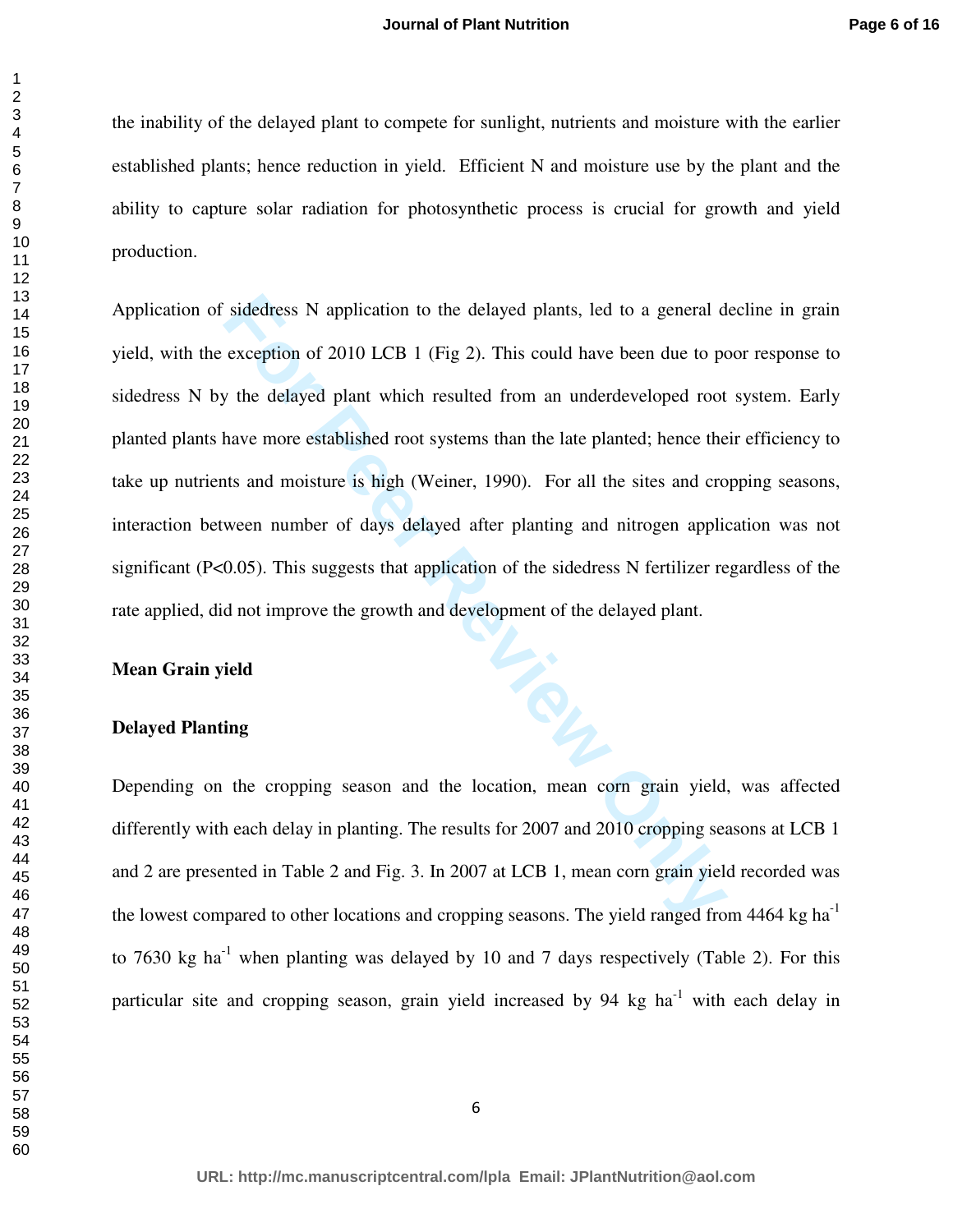the inability of the delayed plant to compete for sunlight, nutrients and moisture with the earlier established plants; hence reduction in yield. Efficient N and moisture use by the plant and the ability to capture solar radiation for photosynthetic process is crucial for growth and yield production.

Application of sidedress N application to the delayed plants, led to a general decline in grain yield, with the exception of 2010 LCB 1 (Fig 2). This could have been due to poor response to sidedress N by the delayed plant which resulted from an underdeveloped root system. Early planted plants have more established root systems than the late planted; hence their efficiency to take up nutrients and moisture is high (Weiner, 1990). For all the sites and cropping seasons, interaction between number of days delayed after planting and nitrogen application was not significant ($P<0.05$). This suggests that application of the sidedress N fertilizer regardless of the rate applied, did not improve the growth and development of the delayed plant.

**Mean Grain yield**

**Delayed Planting**

Depending on the cropping season and the location, mean corn grain yield, was affected differently with each delay in planting. The results for 2007 and 2010 cropping seasons at LCB 1 and 2 are presented in Table 2 and Fig. 3. In 2007 at LCB 1, mean corn grain yield recorded was the lowest compared to other locations and cropping seasons. The yield ranged from 4464 kg ha$^{-1}$ to 7630 kg ha$^{-1}$ when planting was delayed by 10 and 7 days respectively (Table 2). For this particular site and cropping season, grain yield increased by 94 kg ha$^{-1}$ with each delay in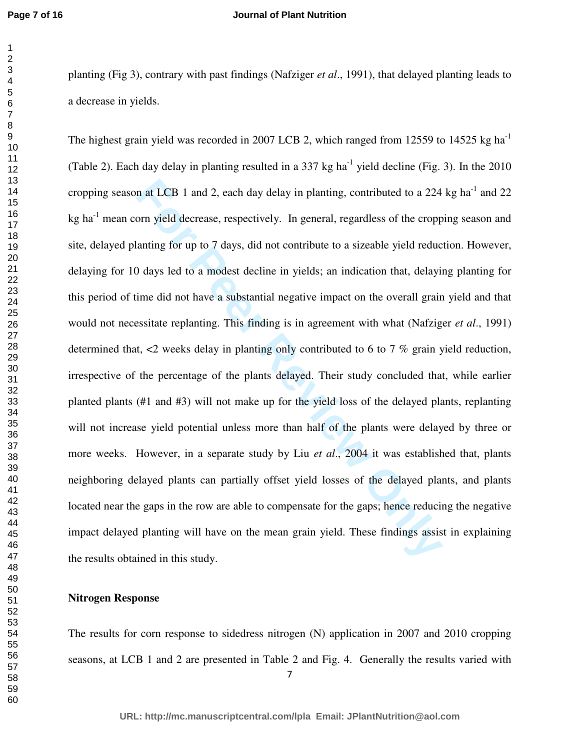planting (Fig 3), contrary with past findings (Nafziger *et al*., 1991), that delayed planting leads to a decrease in yields.

The highest grain yield was recorded in 2007 LCB 2, which ranged from 12559 to 14525 kg ha$^{-1}$ (Table 2). Each day delay in planting resulted in a 337 kg ha$^{-1}$ yield decline (Fig. 3). In the 2010 cropping season at LCB 1 and 2, each day delay in planting, contributed to a 224 kg ha$^{-1}$ and 22 kg ha$^{-1}$ mean corn yield decrease, respectively. In general, regardless of the cropping season and site, delayed planting for up to 7 days, did not contribute to a sizeable yield reduction. However, delaying for 10 days led to a modest decline in yields; an indication that, delaying planting for this period of time did not have a substantial negative impact on the overall grain yield and that would not necessitate replanting. This finding is in agreement with what (Nafziger *et al*., 1991) determined that, <2 weeks delay in planting only contributed to 6 to 7 % grain yield reduction, irrespective of the percentage of the plants delayed. Their study concluded that, while earlier planted plants (#1 and #3) will not make up for the yield loss of the delayed plants, replanting will not increase yield potential unless more than half of the plants were delayed by three or more weeks. However, in a separate study by Liu *et al*., 2004 it was established that, plants neighboring delayed plants can partially offset yield losses of the delayed plants, and plants located near the gaps in the row are able to compensate for the gaps; hence reducing the negative impact delayed planting will have on the mean grain yield. These findings assist in explaining the results obtained in this study.

**Nitrogen Response**

The results for corn response to sidedress nitrogen (N) application in 2007 and 2010 cropping seasons, at LCB 1 and 2 are presented in Table 2 and Fig. 4. Generally the results varied with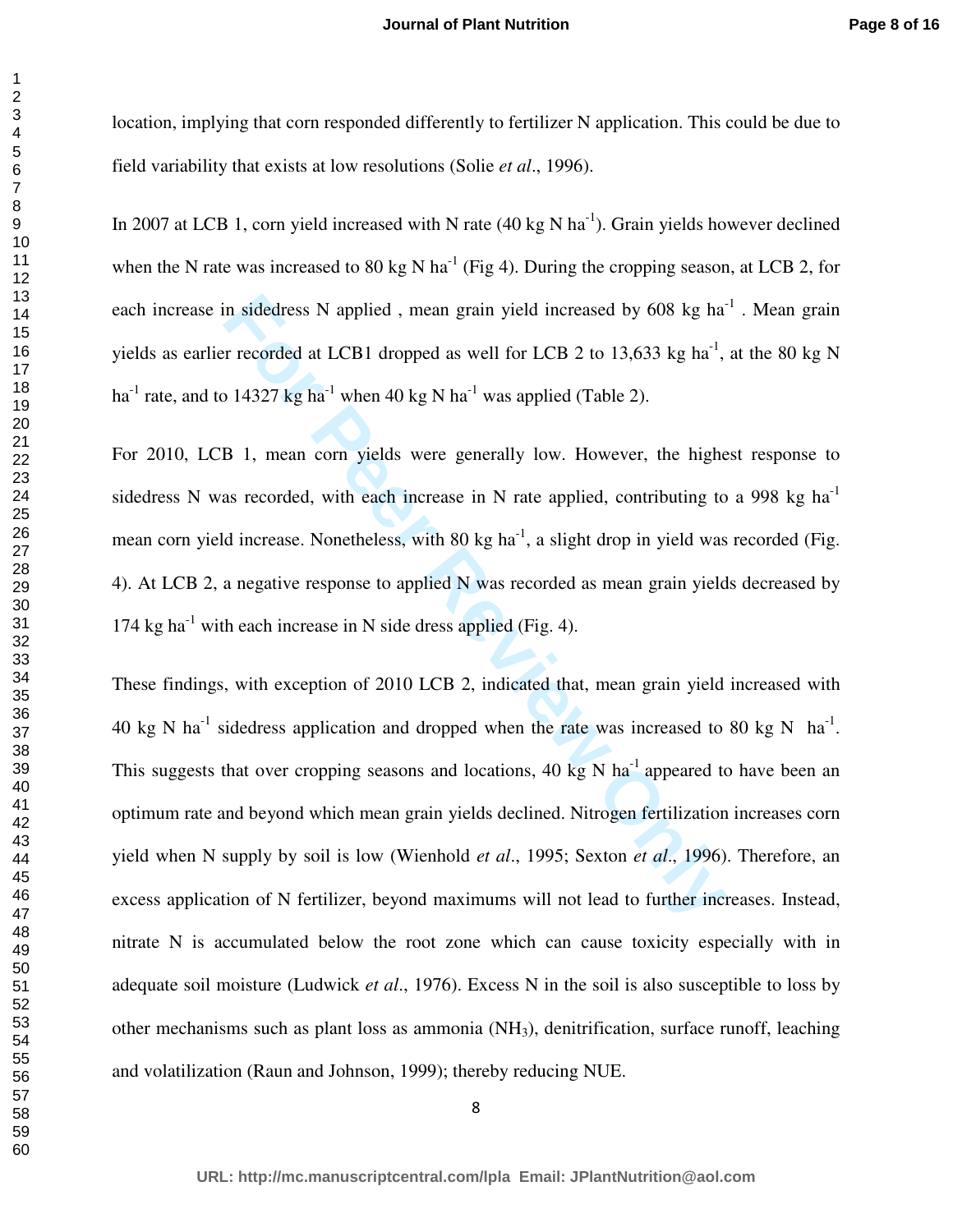location, implying that corn responded differently to fertilizer N application. This could be due to field variability that exists at low resolutions (Solie *et al*., 1996).

In 2007 at LCB 1, corn yield increased with N rate (40 kg N ha$^{-1}$). Grain yields however declined when the N rate was increased to 80 kg N ha$^{-1}$ (Fig 4). During the cropping season, at LCB 2, for each increase in sidedress N applied , mean grain yield increased by 608 kg ha$^{-1}$ . Mean grain yields as earlier recorded at LCB1 dropped as well for LCB 2 to 13,633 kg ha$^{-1}$, at the 80 kg N ha$^{-1}$ rate, and to 14327 kg ha$^{-1}$ when 40 kg N ha$^{-1}$ was applied (Table 2).

For 2010, LCB 1, mean corn yields were generally low. However, the highest response to sidedress N was recorded, with each increase in N rate applied, contributing to a 998 kg ha$^{-1}$ mean corn yield increase. Nonetheless, with 80 kg ha$^{-1}$, a slight drop in yield was recorded (Fig. 4). At LCB 2, a negative response to applied N was recorded as mean grain yields decreased by 174 kg ha$^{-1}$ with each increase in N side dress applied (Fig. 4).

These findings, with exception of 2010 LCB 2, indicated that, mean grain yield increased with 40 kg N ha$^{-1}$ sidedress application and dropped when the rate was increased to 80 kg N ha$^{-1}$. This suggests that over cropping seasons and locations, 40 kg N ha$^{-1}$ appeared to have been an optimum rate and beyond which mean grain yields declined. Nitrogen fertilization increases corn yield when N supply by soil is low (Wienhold *et al*., 1995; Sexton *et al*., 1996). Therefore, an excess application of N fertilizer, beyond maximums will not lead to further increases. Instead, nitrate N is accumulated below the root zone which can cause toxicity especially with in adequate soil moisture (Ludwick *et al*., 1976). Excess N in the soil is also susceptible to loss by other mechanisms such as plant loss as ammonia ($NH_3$), denitrification, surface runoff, leaching and volatilization (Raun and Johnson, 1999); thereby reducing NUE.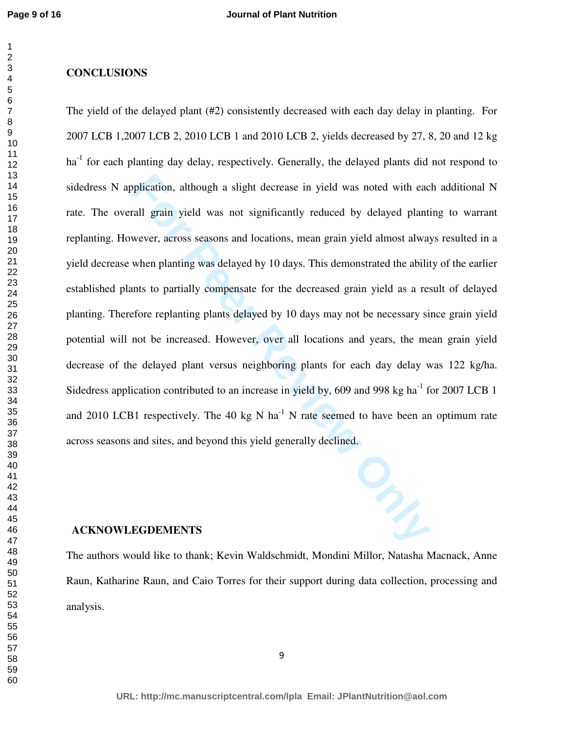## CONCLUSIONS

The yield of the delayed plant (#2) consistently decreased with each day delay in planting. For 2007 LCB 1,2007 LCB 2, 2010 LCB 1 and 2010 LCB 2, yields decreased by 27, 8, 20 and 12 kg ha$^{-1}$ for each planting day delay, respectively. Generally, the delayed plants did not respond to sidedress N application, although a slight decrease in yield was noted with each additional N rate. The overall grain yield was not significantly reduced by delayed planting to warrant replanting. However, across seasons and locations, mean grain yield almost always resulted in a yield decrease when planting was delayed by 10 days. This demonstrated the ability of the earlier established plants to partially compensate for the decreased grain yield as a result of delayed planting. Therefore replanting plants delayed by 10 days may not be necessary since grain yield potential will not be increased. However, over all locations and years, the mean grain yield decrease of the delayed plant versus neighboring plants for each day delay was 122 kg/ha. Sidedress application contributed to an increase in yield by, 609 and 998 kg ha$^{-1}$ for 2007 LCB 1 and 2010 LCB1 respectively. The 40 kg N ha$^{-1}$ N rate seemed to have been an optimum rate across seasons and sites, and beyond this yield generally declined.

## ACKNOWLEDGEMENTS

The authors would like to thank; Kevin Waldschmidt, Mondini Millor, Natasha Macnack, Anne Raun, Katharine Raun, and Caio Torres for their support during data collection, processing and analysis.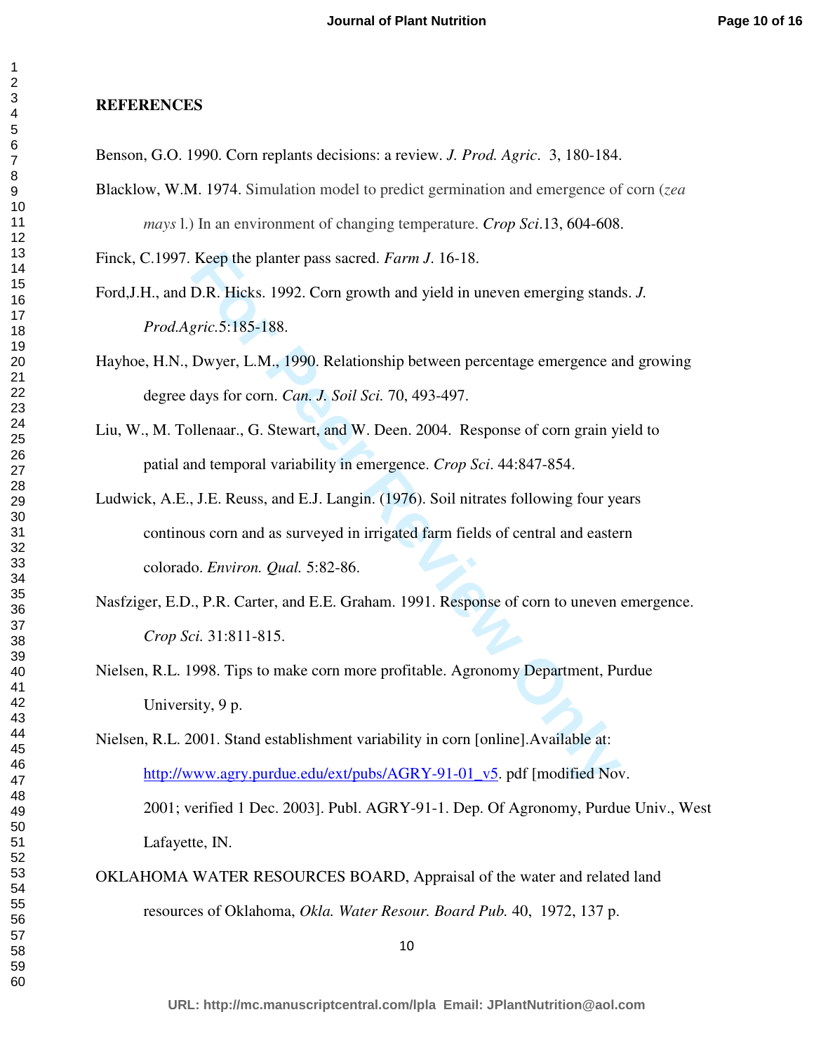## REFERENCES

Benson, G.O. 1990. Corn replants decisions: a review. *J. Prod. Agric*. 3, 180-184.

Blacklow, W.M. 1974. Simulation model to predict germination and emergence of corn (*zea mays* l.) In an environment of changing temperature. *Crop Sci*.13, 604-608.

Finck, C.1997. Keep the planter pass sacred. *Farm J*. 16-18.

Ford,J.H., and D.R. Hicks. 1992. Corn growth and yield in uneven emerging stands. *J. Prod.Agric*.5:185-188.

Hayhoe, H.N., Dwyer, L.M., 1990. Relationship between percentage emergence and growing degree days for corn. *Can. J. Soil Sci.* 70, 493-497.

Liu, W., M. Tollenaar., G. Stewart, and W. Deen. 2004. Response of corn grain yield to patial and temporal variability in emergence. *Crop Sci*. 44:847-854.

Ludwick, A.E., J.E. Reuss, and E.J. Langin. (1976). Soil nitrates following four years continous corn and as surveyed in irrigated farm fields of central and eastern colorado. *Environ. Qual.* 5:82-86.

Nasfziger, E.D., P.R. Carter, and E.E. Graham. 1991. Response of corn to uneven emergence. *Crop Sci.* 31:811-815.

Nielsen, R.L. 1998. Tips to make corn more profitable. Agronomy Department, Purdue University, 9 p.

Nielsen, R.L. 2001. Stand establishment variability in corn [online].Available at: http://www.agry.purdue.edu/ext/pubs/AGRY-91-01_v5. pdf [modified Nov. 2001; verified 1 Dec. 2003]. Publ. AGRY-91-1. Dep. Of Agronomy, Purdue Univ., West Lafayette, IN.

OKLAHOMA WATER RESOURCES BOARD, Appraisal of the water and related land resources of Oklahoma, *Okla. Water Resour. Board Pub.* 40, 1972, 137 p.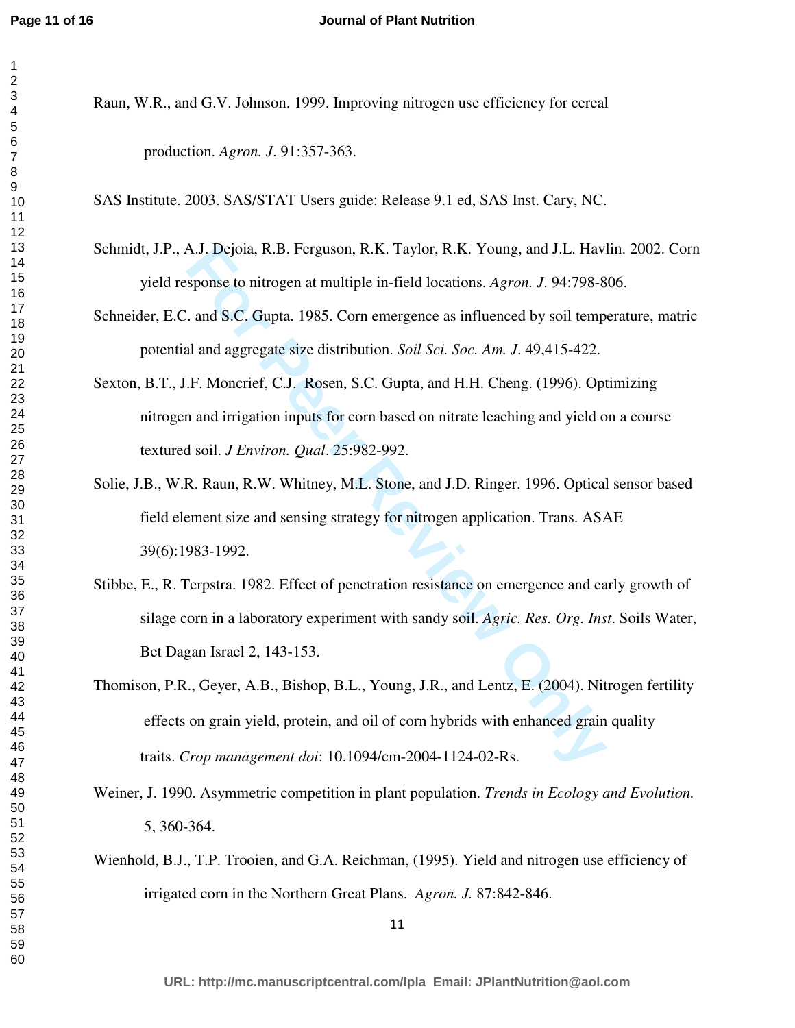Raun, W.R., and G.V. Johnson. 1999. Improving nitrogen use efficiency for cereal production. *Agron. J*. 91:357-363.

SAS Institute. 2003. SAS/STAT Users guide: Release 9.1 ed, SAS Inst. Cary, NC.

Schmidt, J.P., A.J. Dejoia, R.B. Ferguson, R.K. Taylor, R.K. Young, and J.L. Havlin. 2002. Corn yield response to nitrogen at multiple in-field locations. *Agron. J*. 94:798-806.

Schneider, E.C. and S.C. Gupta. 1985. Corn emergence as influenced by soil temperature, matric potential and aggregate size distribution. *Soil Sci. Soc. Am. J*. 49,415-422.

Sexton, B.T., J.F. Moncrief, C.J. Rosen, S.C. Gupta, and H.H. Cheng. (1996). Optimizing nitrogen and irrigation inputs for corn based on nitrate leaching and yield on a course textured soil. *J Environ. Qual*. 25:982-992.

Solie, J.B., W.R. Raun, R.W. Whitney, M.L. Stone, and J.D. Ringer. 1996. Optical sensor based field element size and sensing strategy for nitrogen application. Trans. ASAE 39(6):1983-1992.

Stibbe, E., R. Terpstra. 1982. Effect of penetration resistance on emergence and early growth of silage corn in a laboratory experiment with sandy soil. *Agric. Res. Org. Inst*. Soils Water, Bet Dagan Israel 2, 143-153.

Thomison, P.R., Geyer, A.B., Bishop, B.L., Young, J.R., and Lentz, E. (2004). Nitrogen fertility effects on grain yield, protein, and oil of corn hybrids with enhanced grain quality traits. *Crop management doi*: 10.1094/cm-2004-1124-02-Rs.

Weiner, J. 1990. Asymmetric competition in plant population. *Trends in Ecology and Evolution.* 5, 360-364.

Wienhold, B.J., T.P. Trooien, and G.A. Reichman, (1995). Yield and nitrogen use efficiency of irrigated corn in the Northern Great Plans. *Agron. J.* 87:842-846.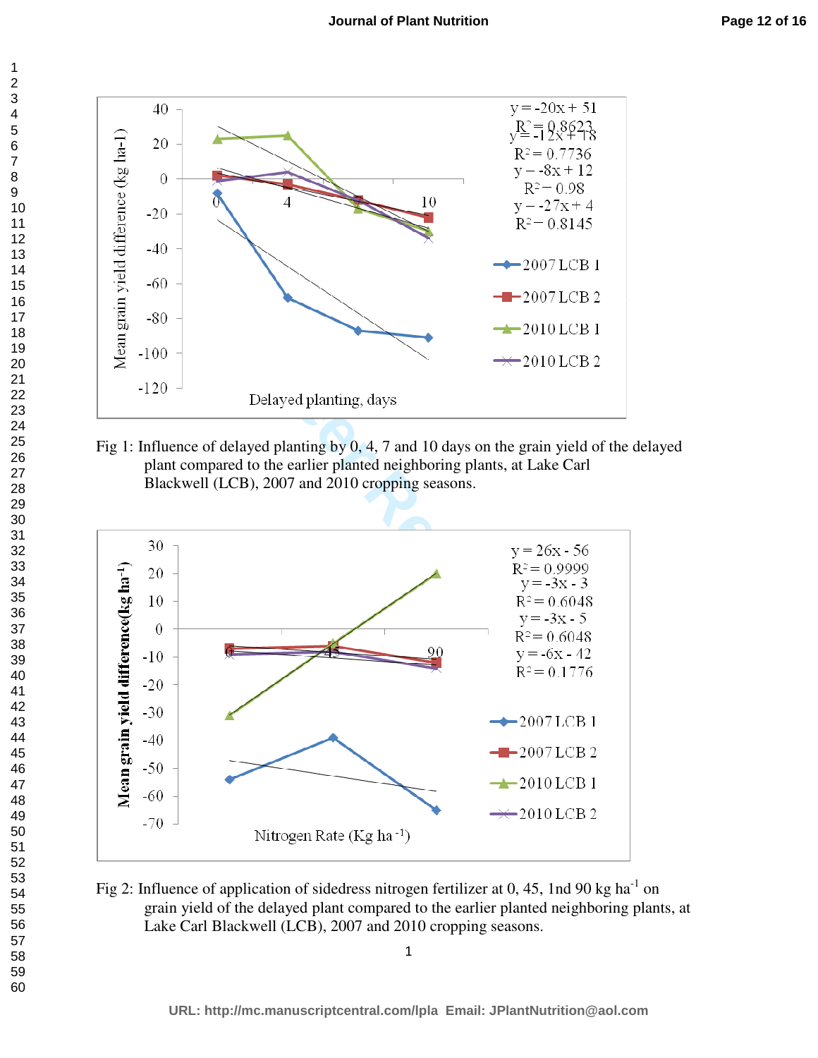Fig 1: Influence of delayed planting by 0, 4, 7 and 10 days on the grain yield of the delayed plant compared to the earlier planted neighboring plants, at Lake Carl Blackwell (LCB), 2007 and 2010 cropping seasons.

Fig 2: Influence of application of sidedress nitrogen fertilizer at 0, 45, 1nd 90 kg ha$^{-1}$ on grain yield of the delayed plant compared to the earlier planted neighboring plants, at Lake Carl Blackwell (LCB), 2007 and 2010 cropping seasons.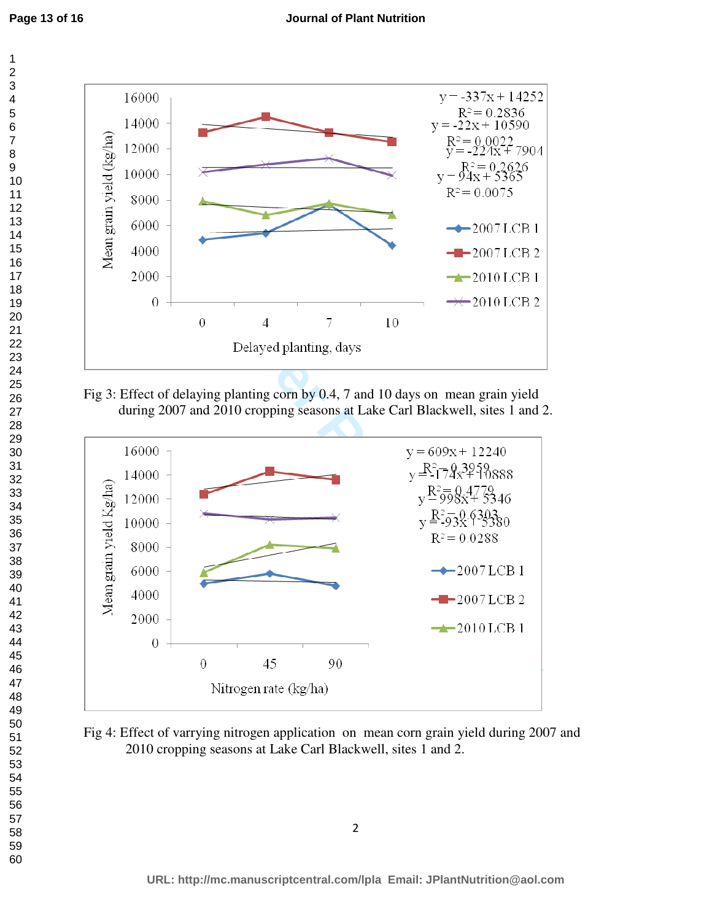Fig 3: Effect of delaying planting corn by 0.4, 7 and 10 days on mean grain yield during 2007 and 2010 cropping seasons at Lake Carl Blackwell, sites 1 and 2.

Fig 4: Effect of varrying nitrogen application on mean corn grain yield during 2007 and 2010 cropping seasons at Lake Carl Blackwell, sites 1 and 2.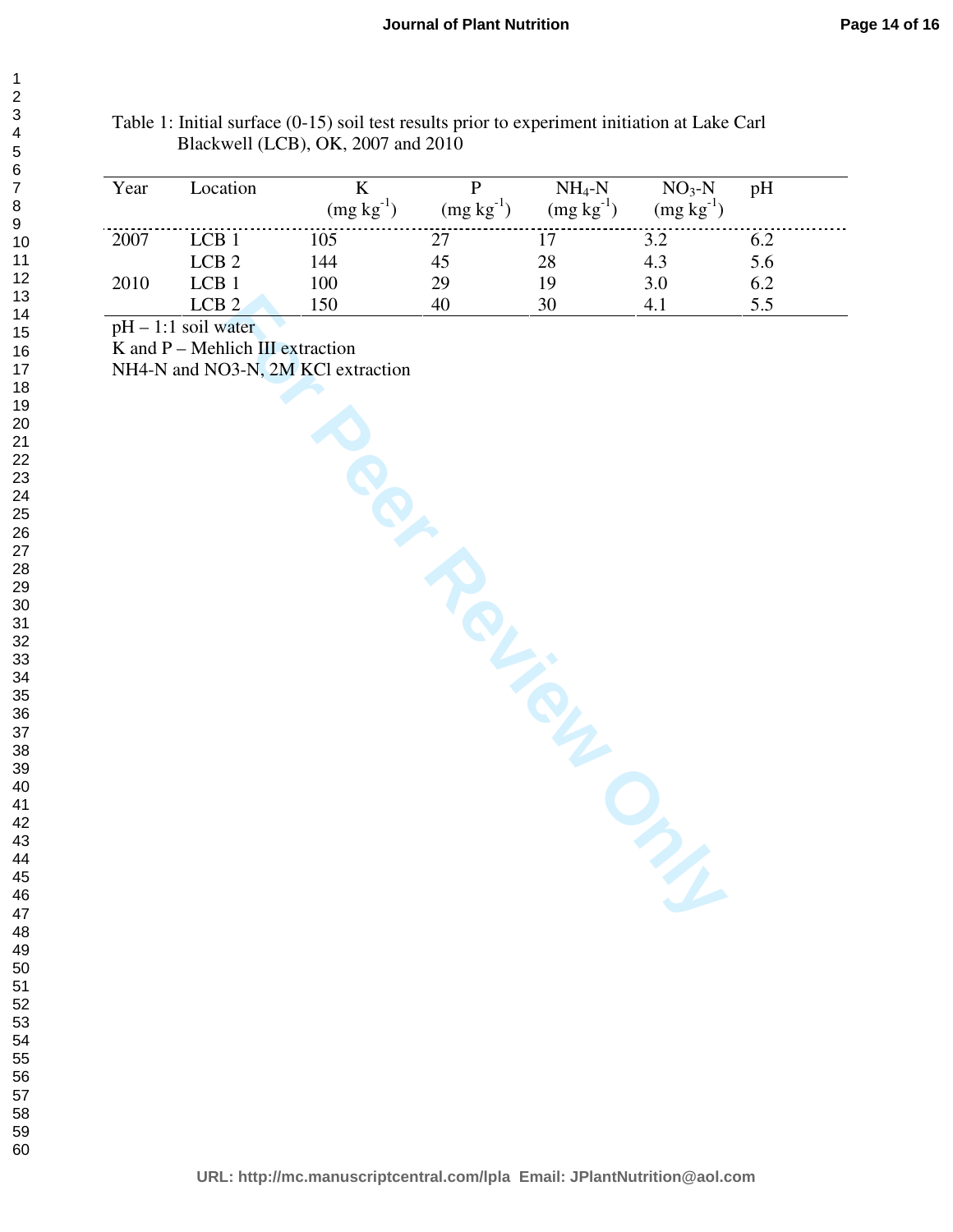Table 1: Initial surface (0-15) soil test results prior to experiment initiation at Lake Carl Blackwell (LCB), OK, 2007 and 2010

| Year | Location | K (mg kg$^{-1}$) | P (mg kg$^{-1}$) | $NH_4$-N (mg kg$^{-1}$) | $NO_3$-N (mg kg$^{-1}$) | pH |
|---|---|---|---|---|---|---|
| 2007 | LCB 1 | 105 | 27 | 17 | 3.2 | 6.2 |
| | LCB 2 | 144 | 45 | 28 | 4.3 | 5.6 |
| 2010 | LCB 1 | 100 | 29 | 19 | 3.0 | 6.2 |
| | LCB 2 | 150 | 40 | 30 | 4.1 | 5.5 |

pH – 1:1 soil water

K and P – Mehlich III extraction

NH4-N and NO3-N, 2M KCl extraction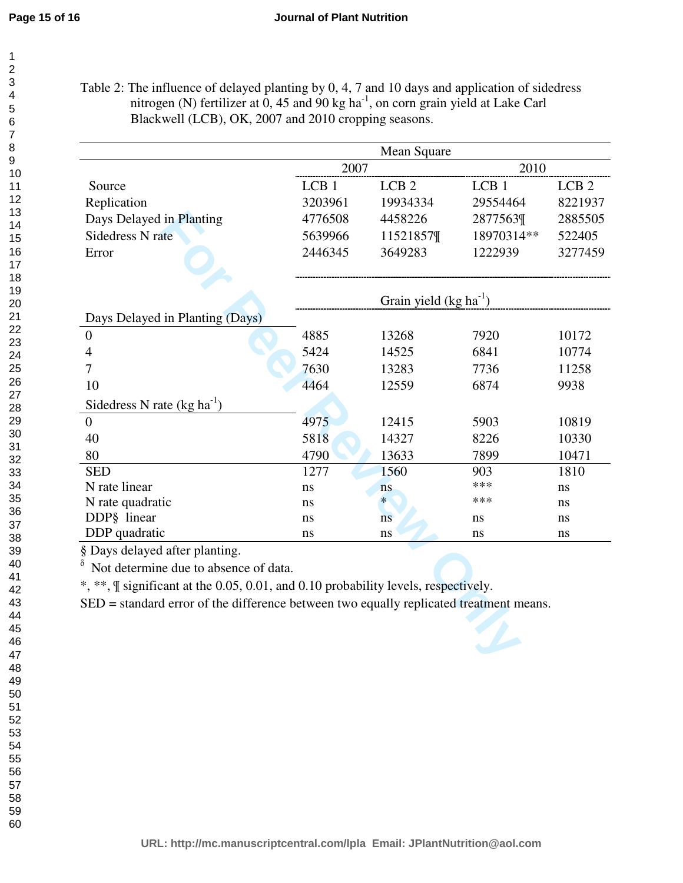Table 2: The influence of delayed planting by 0, 4, 7 and 10 days and application of sidedress nitrogen (N) fertilizer at 0, 45 and 90 kg ha$^{-1}$, on corn grain yield at Lake Carl Blackwell (LCB), OK, 2007 and 2010 cropping seasons.

| | Mean Square | | | |
|---|---|---|---|---|
| | 2007 | | 2010 | |
| Source | LCB 1 | LCB 2 | LCB 1 | LCB 2 |
| Replication | 3203961 | 19934334 | 29554464 | 8221937 |
| Days Delayed in Planting | 4776508 | 4458226 | 2877563¶ | 2885505 |
| Sidedress N rate | 5639966 | 11521857¶ | 18970314** | 522405 |
| Error | 2446345 | 3649283 | 1222939 | 3277459 |
| | Grain yield (kg ha$^{-1}$) | | | |
| Days Delayed in Planting (Days) | | | | |
| 0 | 4885 | 13268 | 7920 | 10172 |
| 4 | 5424 | 14525 | 6841 | 10774 |
| 7 | 7630 | 13283 | 7736 | 11258 |
| 10 | 4464 | 12559 | 6874 | 9938 |
| Sidedress N rate (kg ha$^{-1}$) | | | | |
| 0 | 4975 | 12415 | 5903 | 10819 |
| 40 | 5818 | 14327 | 8226 | 10330 |
| 80 | 4790 | 13633 | 7899 | 10471 |
| SED | 1277 | 1560 | 903 | 1810 |
| N rate linear | ns | ns | *** | ns |
| N rate quadratic | ns | * | *** | ns |
| DDP§ linear | ns | ns | ns | ns |
| DDP quadratic | ns | ns | ns | ns |

§ Days delayed after planting.

δ Not determine due to absence of data.

*, **, ¶ significant at the 0.05, 0.01, and 0.10 probability levels, respectively.

SED = standard error of the difference between two equally replicated treatment means.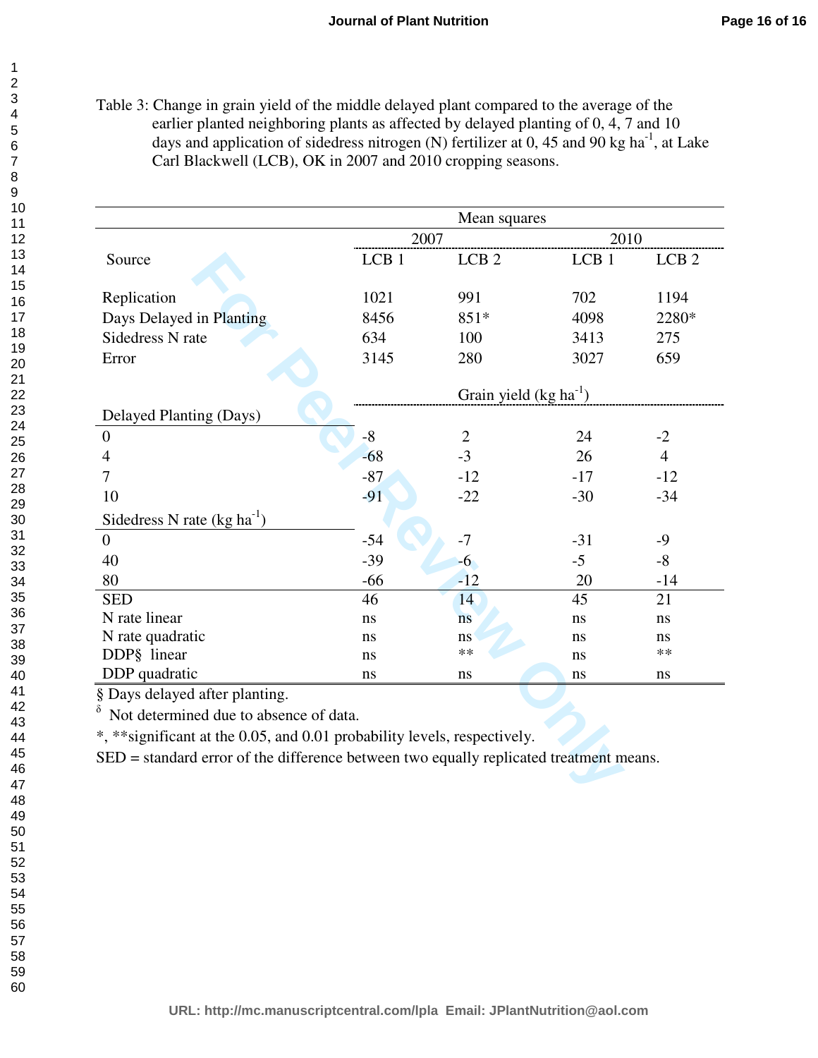Table 3: Change in grain yield of the middle delayed plant compared to the average of the earlier planted neighboring plants as affected by delayed planting of 0, 4, 7 and 10 days and application of sidedress nitrogen (N) fertilizer at 0, 45 and 90 kg ha$^{-1}$, at Lake Carl Blackwell (LCB), OK in 2007 and 2010 cropping seasons.

| | Mean squares | | | |
|---|---|---|---|---|
| | 2007 | | 2010 | |
| Source | LCB 1 | LCB 2 | LCB 1 | LCB 2 |
| Replication | 1021 | 991 | 702 | 1194 |
| Days Delayed in Planting | 8456 | 851* | 4098 | 2280* |
| Sidedress N rate | 634 | 100 | 3413 | 275 |
| Error | 3145 | 280 | 3027 | 659 |
| | Grain yield (kg ha$^{-1}$) | | | |
| **Delayed Planting (Days)** | | | | |
| 0 | -8 | 2 | 24 | -2 |
| 4 | -68 | -3 | 26 | 4 |
| 7 | -87 | -12 | -17 | -12 |
| 10 | -91 | -22 | -30 | -34 |
| **Sidedress N rate (kg ha$^{-1}$)** | | | | |
| 0 | -54 | -7 | -31 | -9 |
| 40 | -39 | -6 | -5 | -8 |
| 80 | -66 | -12 | 20 | -14 |
| SED | 46 | 14 | 45 | 21 |
| N rate linear | ns | ns | ns | ns |
| N rate quadratic | ns | ns | ns | ns |
| DDP§ linear | ns | ** | ns | ** |
| DDP quadratic | ns | ns | ns | ns |

§ Days delayed after planting.

$^{\delta}$ Not determined due to absence of data.

*, **significant at the 0.05, and 0.01 probability levels, respectively.

SED = standard error of the difference between two equally replicated treatment means.